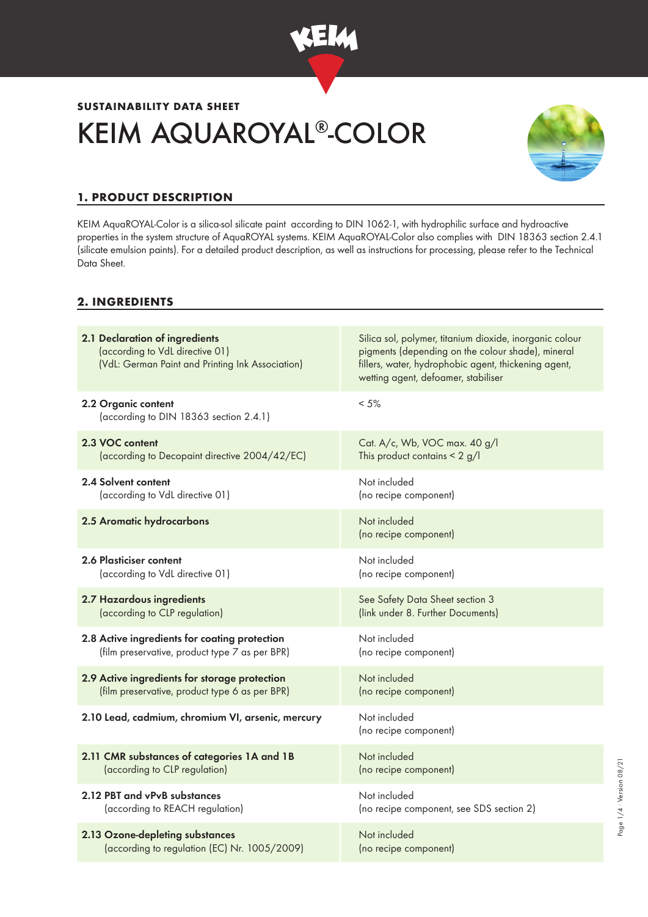SUSTAINABILITY DATA SHEET

# KEIM AQUAROYAL®-COLOR

## 1. PRODUCT DESCRIPTION

KEIM AquaROYAL-Color is a silica-sol silicate paint according to DIN 1062-1, with hydrophilic surface and hydroactive properties in the system structure of AquaROYAL systems. KEIM AquaROYAL-Color also complies with DIN 18363 section 2.4.1 (silicate emulsion paints). For a detailed product description, as well as instructions for processing, please refer to the Technical Data Sheet.

## 2. INGREDIENTS

| | |
|---|---|
| **2.1 Declaration of ingredients** (according to VdL directive 01) (VdL: German Paint and Printing Ink Association) | Silica sol, polymer, titanium dioxide, inorganic colour pigments (depending on the colour shade), mineral fillers, water, hydrophobic agent, thickening agent, wetting agent, defoamer, stabiliser |
| **2.2 Organic content** (according to DIN 18363 section 2.4.1) | < 5% |
| **2.3 VOC content** (according to Decopaint directive 2004/42/EC) | Cat. A/c, Wb, VOC max. 40 g/l<br>This product contains < 2 g/l |
| **2.4 Solvent content** (according to VdL directive 01) | Not included (no recipe component) |
| **2.5 Aromatic hydrocarbons** | Not included (no recipe component) |
| **2.6 Plasticiser content** (according to VdL directive 01) | Not included (no recipe component) |
| **2.7 Hazardous ingredients** (according to CLP regulation) | See Safety Data Sheet section 3 (link under 8. Further Documents) |
| **2.8 Active ingredients for coating protection** (film preservative, product type 7 as per BPR) | Not included (no recipe component) |
| **2.9 Active ingredients for storage protection** (film preservative, product type 6 as per BPR) | Not included (no recipe component) |
| **2.10 Lead, cadmium, chromium VI, arsenic, mercury** | Not included (no recipe component) |
| **2.11 CMR substances of categories 1A and 1B** (according to CLP regulation) | Not included (no recipe component) |
| **2.12 PBT and vPvB substances** (according to REACH regulation) | Not included (no recipe component, see SDS section 2) |
| **2.13 Ozone-depleting substances** (according to regulation (EC) Nr. 1005/2009) | Not included (no recipe component) |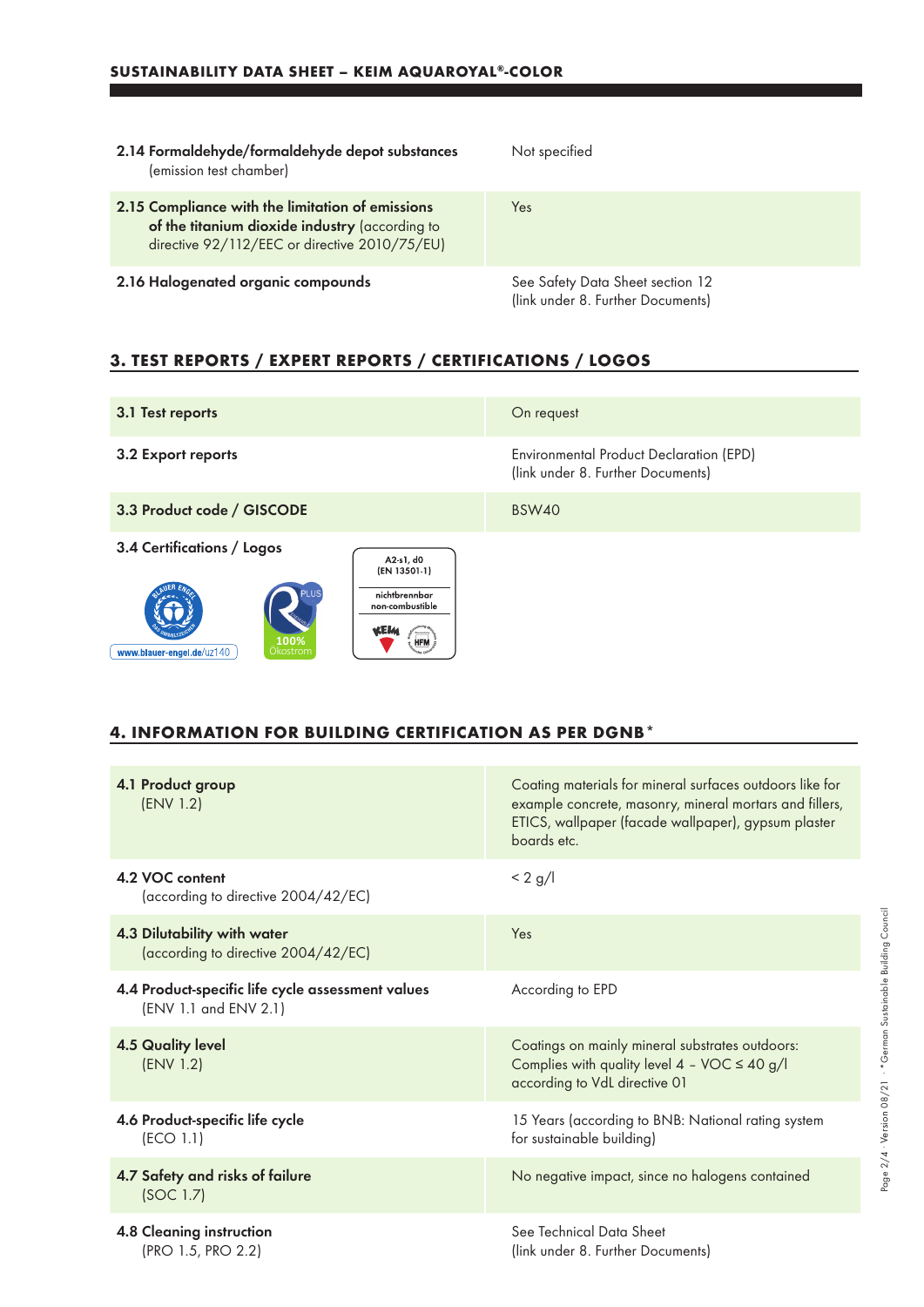| | |
|---|---|
| **2.14 Formaldehyde/formaldehyde depot substances** (emission test chamber) | Not specified |
| **2.15 Compliance with the limitation of emissions of the titanium dioxide industry** (according to directive 92/112/EEC or directive 2010/75/EU) | Yes |
| **2.16 Halogenated organic compounds** | See Safety Data Sheet section 12 (link under 8. Further Documents) |

## 3. TEST REPORTS / EXPERT REPORTS / CERTIFICATIONS / LOGOS

| | |
|---|---|
| **3.1 Test reports** | On request |
| **3.2 Export reports** | Environmental Product Declaration (EPD) (link under 8. Further Documents) |
| **3.3 Product code / GISCODE** | BSW40 |

**3.4 Certifications / Logos**

www.blauer-engel.de/uz140

100% Ökostrom

A2-s1, d0 (EN 13501-1)
nichtbrennbar non-combustible

## 4. INFORMATION FOR BUILDING CERTIFICATION AS PER DGNB*

| | |
|---|---|
| **4.1 Product group** (ENV 1.2) | Coating materials for mineral surfaces outdoors like for example concrete, masonry, mineral mortars and fillers, ETICS, wallpaper (facade wallpaper), gypsum plaster boards etc. |
| **4.2 VOC content** (according to directive 2004/42/EC) | < 2 g/l |
| **4.3 Dilutability with water** (according to directive 2004/42/EC) | Yes |
| **4.4 Product-specific life cycle assessment values** (ENV 1.1 and ENV 2.1) | According to EPD |
| **4.5 Quality level** (ENV 1.2) | Coatings on mainly mineral substrates outdoors: Complies with quality level 4 – VOC ≤ 40 g/l according to VdL directive 01 |
| **4.6 Product-specific life cycle** (ECO 1.1) | 15 Years (according to BNB: National rating system for sustainable building) |
| **4.7 Safety and risks of failure** (SOC 1.7) | No negative impact, since no halogens contained |
| **4.8 Cleaning instruction** (PRO 1.5, PRO 2.2) | See Technical Data Sheet (link under 8. Further Documents) |

*German Sustainable Building Council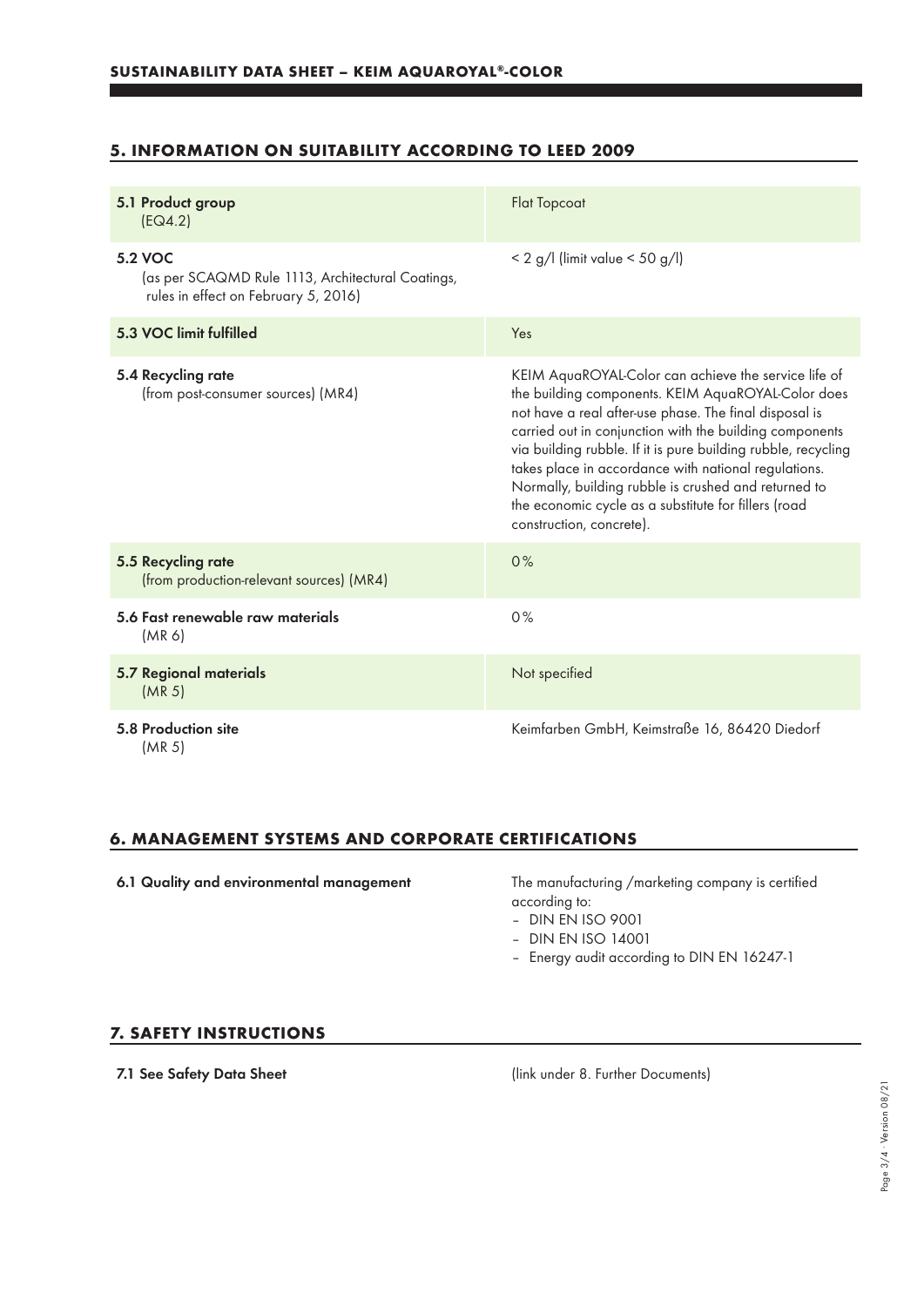## 5. INFORMATION ON SUITABILITY ACCORDING TO LEED 2009

| | |
|---|---|
| **5.1 Product group** (EQ4.2) | Flat Topcoat |
| **5.2 VOC** (as per SCAQMD Rule 1113, Architectural Coatings, rules in effect on February 5, 2016) | < 2 g/l (limit value < 50 g/l) |
| **5.3 VOC limit fulfilled** | Yes |
| **5.4 Recycling rate** (from post-consumer sources) (MR4) | KEIM AquaROYAL-Color can achieve the service life of the building components. KEIM AquaROYAL-Color does not have a real after-use phase. The final disposal is carried out in conjunction with the building components via building rubble. If it is pure building rubble, recycling takes place in accordance with national regulations. Normally, building rubble is crushed and returned to the economic cycle as a substitute for fillers (road construction, concrete). |
| **5.5 Recycling rate** (from production-relevant sources) (MR4) | 0% |
| **5.6 Fast renewable raw materials** (MR 6) | 0% |
| **5.7 Regional materials** (MR 5) | Not specified |
| **5.8 Production site** (MR 5) | Keimfarben GmbH, Keimstraße 16, 86420 Diedorf |

## 6. MANAGEMENT SYSTEMS AND CORPORATE CERTIFICATIONS

**6.1 Quality and environmental management**

The manufacturing /marketing company is certified according to:

- DIN EN ISO 9001
- DIN EN ISO 14001
- Energy audit according to DIN EN 16247-1

## 7. SAFETY INSTRUCTIONS

**7.1 See Safety Data Sheet**

(link under 8. Further Documents)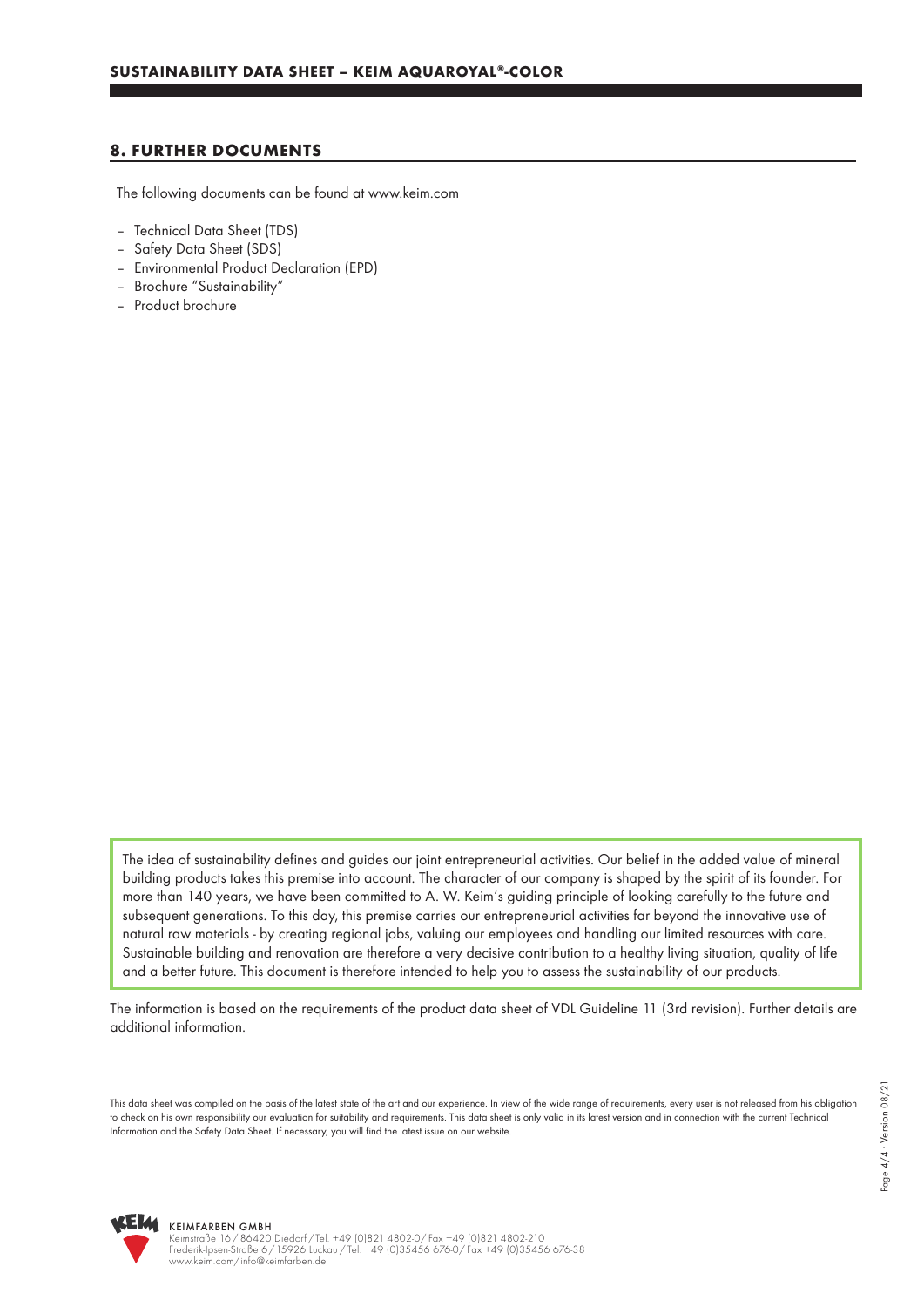## 8. FURTHER DOCUMENTS

The following documents can be found at www.keim.com

- Technical Data Sheet (TDS)
- Safety Data Sheet (SDS)
- Environmental Product Declaration (EPD)
- Brochure "Sustainability"
- Product brochure

The idea of sustainability defines and guides our joint entrepreneurial activities. Our belief in the added value of mineral building products takes this premise into account. The character of our company is shaped by the spirit of its founder. For more than 140 years, we have been committed to A. W. Keim's guiding principle of looking carefully to the future and subsequent generations. To this day, this premise carries our entrepreneurial activities far beyond the innovative use of natural raw materials - by creating regional jobs, valuing our employees and handling our limited resources with care. Sustainable building and renovation are therefore a very decisive contribution to a healthy living situation, quality of life and a better future. This document is therefore intended to help you to assess the sustainability of our products.

The information is based on the requirements of the product data sheet of VDL Guideline 11 (3rd revision). Further details are additional information.

This data sheet was compiled on the basis of the latest state of the art and our experience. In view of the wide range of requirements, every user is not released from his obligation to check on his own responsibility our evaluation for suitability and requirements. This data sheet is only valid in its latest version and in connection with the current Technical Information and the Safety Data Sheet. If necessary, you will find the latest issue on our website.

KEIMFARBEN GMBH
Keimstraße 16 / 86420 Diedorf / Tel. +49 (0)821 4802-0 / Fax +49 (0)821 4802-210
Frederik-Ipsen-Straße 6 / 15926 Luckau / Tel. +49 (0)35456 676-0 / Fax +49 (0)35456 676-38
www.keim.com / info@keimfarben.de